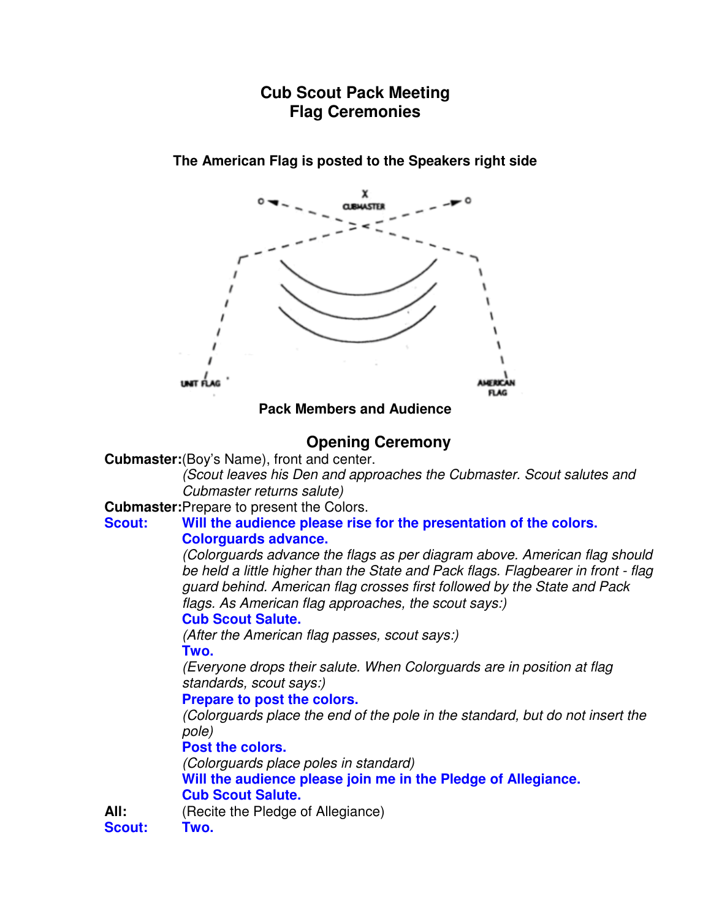# Cub Scout Pack Meeting
# Flag Ceremonies

**The American Flag is posted to the Speakers right side**

**Pack Members and Audience**

## Opening Ceremony

**Cubmaster:** (Boy's Name), front and center.
*(Scout leaves his Den and approaches the Cubmaster. Scout salutes and Cubmaster returns salute)*

**Cubmaster:** Prepare to present the Colors.

**Scout:** **Will the audience please rise for the presentation of the colors.**
**Colorguards advance.**
*(Colorguards advance the flags as per diagram above. American flag should be held a little higher than the State and Pack flags. Flagbearer in front - flag guard behind. American flag crosses first followed by the State and Pack flags. As American flag approaches, the scout says:)*
**Cub Scout Salute.**
*(After the American flag passes, scout says:)*
**Two.**
*(Everyone drops their salute. When Colorguards are in position at flag standards, scout says:)*
**Prepare to post the colors.**
*(Colorguards place the end of the pole in the standard, but do not insert the pole)*
**Post the colors.**
*(Colorguards place poles in standard)*
**Will the audience please join me in the Pledge of Allegiance.**
**Cub Scout Salute.**

**All:** (Recite the Pledge of Allegiance)

**Scout:** **Two.**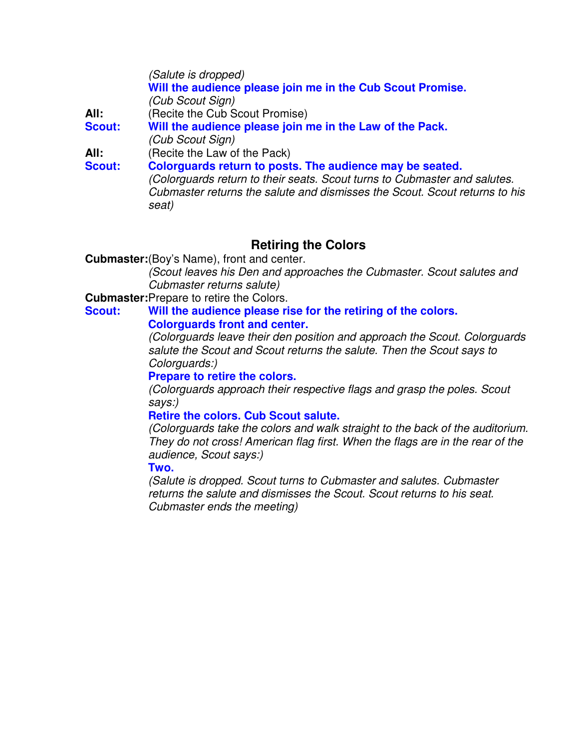*(Salute is dropped)*
**Will the audience please join me in the Cub Scout Promise.**
*(Cub Scout Sign)*

**All:** (Recite the Cub Scout Promise)

**Scout:** **Will the audience please join me in the Law of the Pack.**
*(Cub Scout Sign)*

**All:** (Recite the Law of the Pack)

**Scout:** **Colorguards return to posts. The audience may be seated.**
*(Colorguards return to their seats. Scout turns to Cubmaster and salutes. Cubmaster returns the salute and dismisses the Scout. Scout returns to his seat)*

## Retiring the Colors

**Cubmaster:** (Boy's Name), front and center.
*(Scout leaves his Den and approaches the Cubmaster. Scout salutes and Cubmaster returns salute)*

**Cubmaster:** Prepare to retire the Colors.

**Scout:** **Will the audience please rise for the retiring of the colors.**
**Colorguards front and center.**
*(Colorguards leave their den position and approach the Scout. Colorguards salute the Scout and Scout returns the salute. Then the Scout says to Colorguards:)*
**Prepare to retire the colors.**
*(Colorguards approach their respective flags and grasp the poles. Scout says:)*
**Retire the colors. Cub Scout salute.**
*(Colorguards take the colors and walk straight to the back of the auditorium. They do not cross! American flag first. When the flags are in the rear of the audience, Scout says:)*
**Two.**
*(Salute is dropped. Scout turns to Cubmaster and salutes. Cubmaster returns the salute and dismisses the Scout. Scout returns to his seat. Cubmaster ends the meeting)*